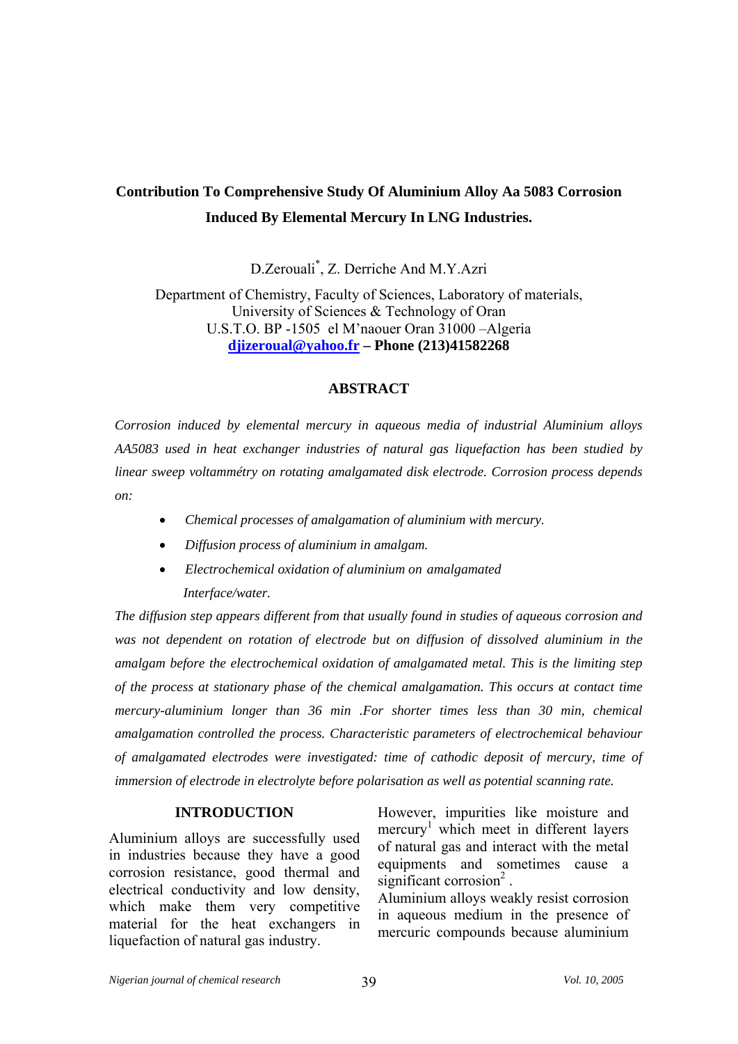# Contribution To Comprehensive Study Of Aluminium Alloy Aa 5083 Corrosion Induced By Elemental Mercury In LNG Industries.

D.Zerouali[*], Z. Derriche And M.Y.Azri

Department of Chemistry, Faculty of Sciences, Laboratory of materials,
University of Sciences & Technology of Oran
U.S.T.O. BP -1505 el M'naouer Oran 31000 –Algeria
**djizeroual@yahoo.fr – Phone (213)41582268**

## ABSTRACT

*Corrosion induced by elemental mercury in aqueous media of industrial Aluminium alloys AA5083 used in heat exchanger industries of natural gas liquefaction has been studied by linear sweep voltammétry on rotating amalgamated disk electrode. Corrosion process depends on:*

- *Chemical processes of amalgamation of aluminium with mercury.*
- *Diffusion process of aluminium in amalgam.*
- *Electrochemical oxidation of aluminium on amalgamated Interface/water.*

*The diffusion step appears different from that usually found in studies of aqueous corrosion and was not dependent on rotation of electrode but on diffusion of dissolved aluminium in the amalgam before the electrochemical oxidation of amalgamated metal. This is the limiting step of the process at stationary phase of the chemical amalgamation. This occurs at contact time mercury-aluminium longer than 36 min .For shorter times less than 30 min, chemical amalgamation controlled the process. Characteristic parameters of electrochemical behaviour of amalgamated electrodes were investigated: time of cathodic deposit of mercury, time of immersion of electrode in electrolyte before polarisation as well as potential scanning rate.*

## INTRODUCTION

Aluminium alloys are successfully used in industries because they have a good corrosion resistance, good thermal and electrical conductivity and low density, which make them very competitive material for the heat exchangers in liquefaction of natural gas industry.

However, impurities like moisture and mercury[1] which meet in different layers of natural gas and interact with the metal equipments and sometimes cause a significant corrosion[2] .

Aluminium alloys weakly resist corrosion in aqueous medium in the presence of mercuric compounds because aluminium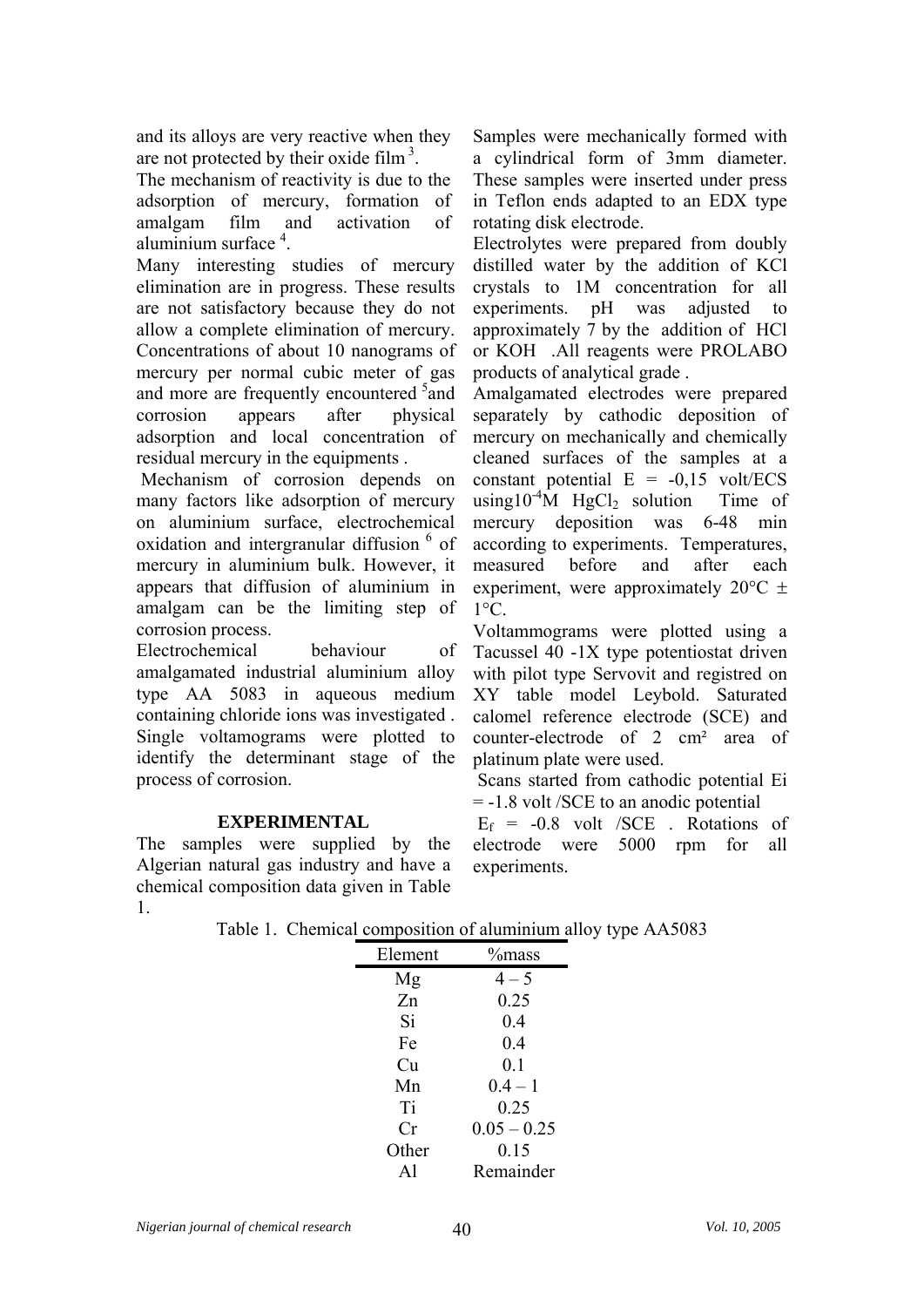and its alloys are very reactive when they are not protected by their oxide film [3].

The mechanism of reactivity is due to the adsorption of mercury, formation of amalgam film and activation of aluminium surface [4].

Many interesting studies of mercury elimination are in progress. These results are not satisfactory because they do not allow a complete elimination of mercury. Concentrations of about 10 nanograms of mercury per normal cubic meter of gas and more are frequently encountered [5]and corrosion appears after physical adsorption and local concentration of residual mercury in the equipments .

Mechanism of corrosion depends on many factors like adsorption of mercury on aluminium surface, electrochemical oxidation and intergranular diffusion [6] of mercury in aluminium bulk. However, it appears that diffusion of aluminium in amalgam can be the limiting step of corrosion process.

Electrochemical behaviour of amalgamated industrial aluminium alloy type AA 5083 in aqueous medium containing chloride ions was investigated . Single voltamograms were plotted to identify the determinant stage of the process of corrosion.

## EXPERIMENTAL

The samples were supplied by the Algerian natural gas industry and have a chemical composition data given in Table 1.

Samples were mechanically formed with a cylindrical form of 3mm diameter. These samples were inserted under press in Teflon ends adapted to an EDX type rotating disk electrode.

Electrolytes were prepared from doubly distilled water by the addition of KCl crystals to 1M concentration for all experiments. pH was adjusted to approximately 7 by the addition of HCl or KOH .All reagents were PROLABO products of analytical grade .

Amalgamated electrodes were prepared separately by cathodic deposition of mercury on mechanically and chemically cleaned surfaces of the samples at a constant potential E = -0,15 volt/ECS using$10^{-4}$M $HgCl_2$ solution Time of mercury deposition was 6-48 min according to experiments. Temperatures, measured before and after each experiment, were approximately 20°C ± 1°C.

Voltammograms were plotted using a Tacussel 40 -1X type potentiostat driven with pilot type Servovit and registred on XY table model Leybold. Saturated calomel reference electrode (SCE) and counter-electrode of 2 cm² area of platinum plate were used.

Scans started from cathodic potential Ei = -1.8 volt /SCE to an anodic potential $E_f$ = -0.8 volt /SCE . Rotations of electrode were 5000 rpm for all experiments.

Table 1. Chemical composition of aluminium alloy type AA5083

| Element | %mass |
|---|---|
| Mg | 4 – 5 |
| Zn | 0.25 |
| Si | 0.4 |
| Fe | 0.4 |
| Cu | 0.1 |
| Mn | 0.4 – 1 |
| Ti | 0.25 |
| Cr | 0.05 – 0.25 |
| Other | 0.15 |
| Al | Remainder |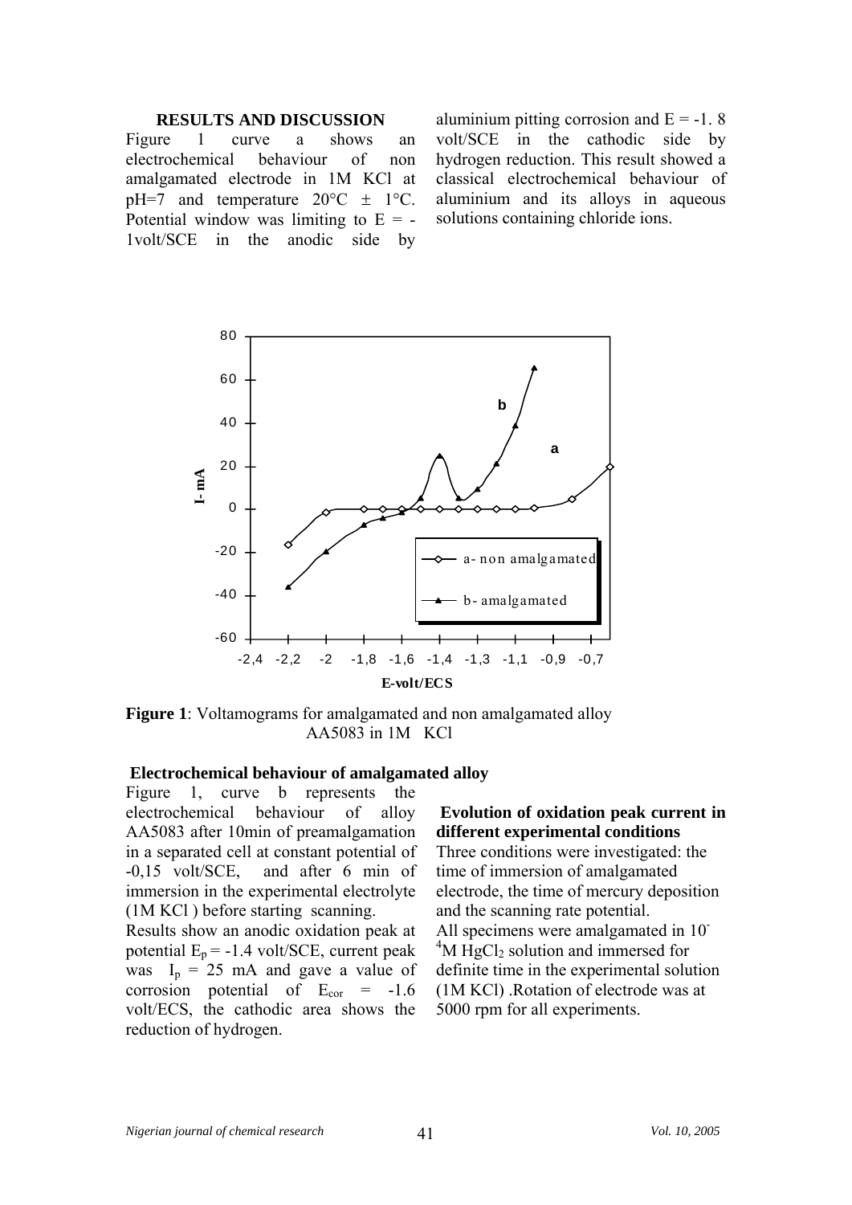## RESULTS AND DISCUSSION

Figure 1 curve a shows an electrochemical behaviour of non amalgamated electrode in 1M KCl at pH=7 and temperature 20°C ± 1°C. Potential window was limiting to E = -1volt/SCE in the anodic side by aluminium pitting corrosion and E = -1. 8 volt/SCE in the cathodic side by hydrogen reduction. This result showed a classical electrochemical behaviour of aluminium and its alloys in aqueous solutions containing chloride ions.

**Figure 1**: Voltamograms for amalgamated and non amalgamated alloy AA5083 in 1M KCl

### Electrochemical behaviour of amalgamated alloy

Figure 1, curve b represents the electrochemical behaviour of alloy AA5083 after 10min of preamalgamation in a separated cell at constant potential of -0,15 volt/SCE, and after 6 min of immersion in the experimental electrolyte (1M KCl ) before starting scanning.

Results show an anodic oxidation peak at potential $E_p$ = -1.4 volt/SCE, current peak was $I_p$ = 25 mA and gave a value of corrosion potential of $E_{cor}$ = -1.6 volt/ECS, the cathodic area shows the reduction of hydrogen.

### Evolution of oxidation peak current in different experimental conditions

Three conditions were investigated: the time of immersion of amalgamated electrode, the time of mercury deposition and the scanning rate potential.

All specimens were amalgamated in $10^{-4}$M $HgCl_2$ solution and immersed for definite time in the experimental solution (1M KCl) .Rotation of electrode was at 5000 rpm for all experiments.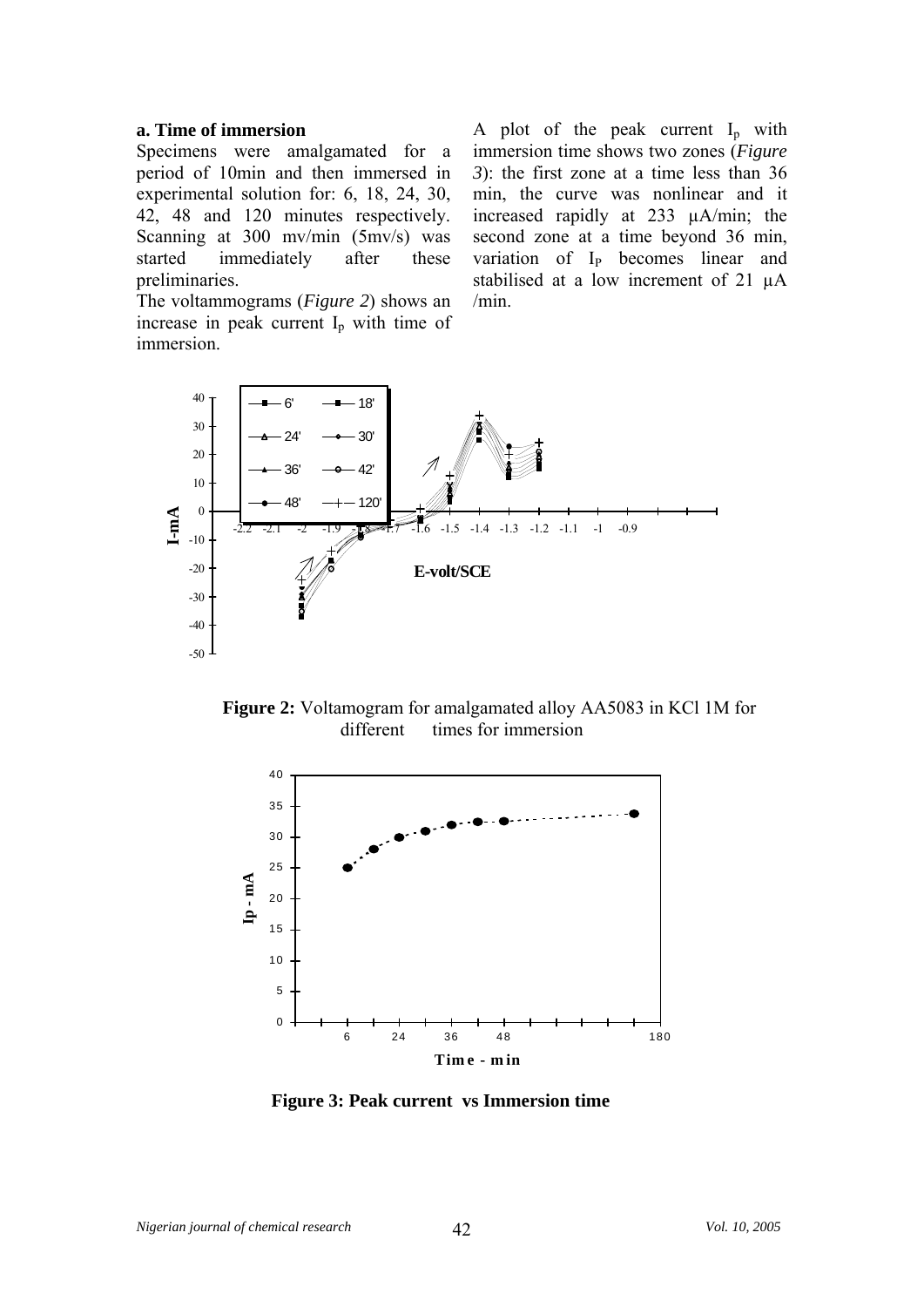### a. Time of immersion

Specimens were amalgamated for a period of 10min and then immersed in experimental solution for: 6, 18, 24, 30, 42, 48 and 120 minutes respectively. Scanning at 300 mv/min (5mv/s) was started immediately after these preliminaries.

The voltammograms (*Figure 2*) shows an increase in peak current $I_p$ with time of immersion.

A plot of the peak current $I_p$ with immersion time shows two zones (*Figure 3*): the first zone at a time less than 36 min, the curve was nonlinear and it increased rapidly at 233 µA/min; the second zone at a time beyond 36 min, variation of $I_P$ becomes linear and stabilised at a low increment of 21 µA /min.

**Figure 2:** Voltamogram for amalgamated alloy AA5083 in KCl 1M for different times for immersion

**Figure 3: Peak current vs Immersion time**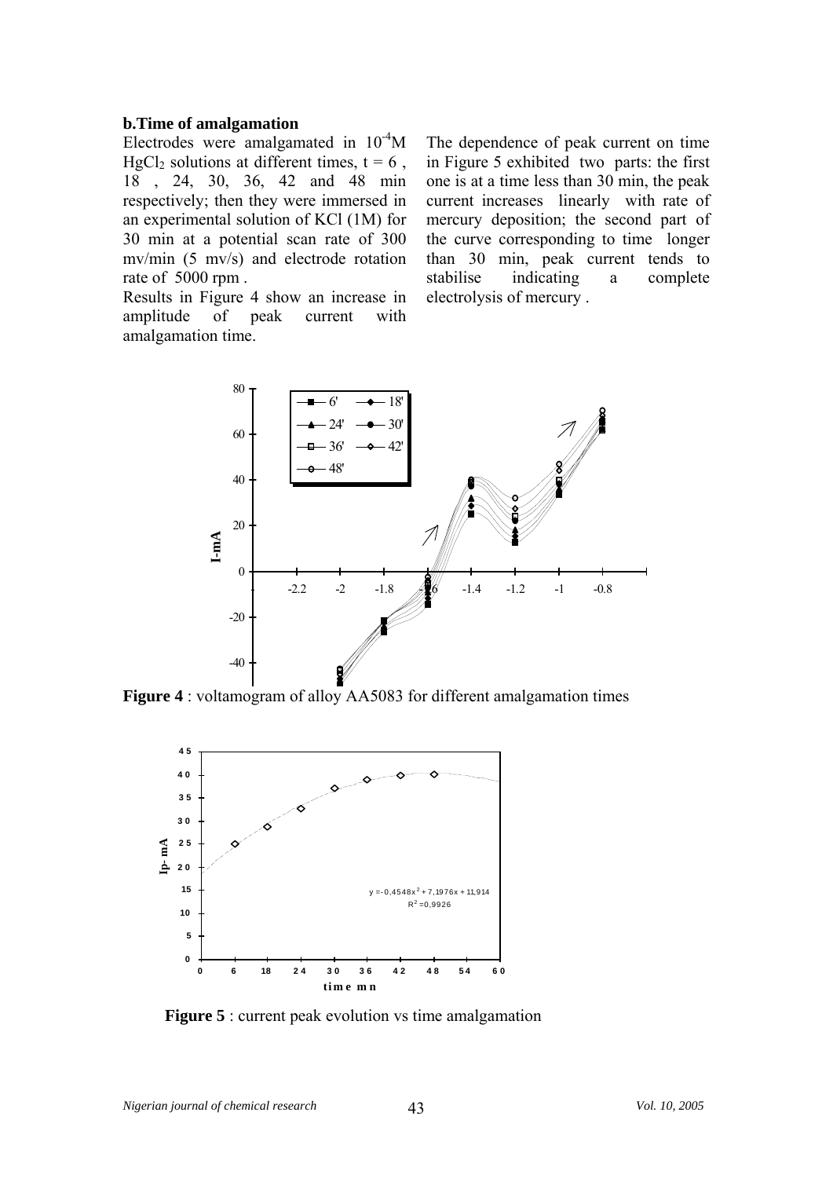**b.Time of amalgamation**

Electrodes were amalgamated in $10^{-4}$M $HgCl_2$ solutions at different times, t = 6 , 18 , 24, 30, 36, 42 and 48 min respectively; then they were immersed in an experimental solution of KCl (1M) for 30 min at a potential scan rate of 300 mv/min (5 mv/s) and electrode rotation rate of 5000 rpm .

Results in Figure 4 show an increase in amplitude of peak current with amalgamation time.

The dependence of peak current on time in Figure 5 exhibited two parts: the first one is at a time less than 30 min, the peak current increases linearly with rate of mercury deposition; the second part of the curve corresponding to time longer than 30 min, peak current tends to stabilise indicating a complete electrolysis of mercury .

**Figure 4** : voltamogram of alloy AA5083 for different amalgamation times

**Figure 5** : current peak evolution vs time amalgamation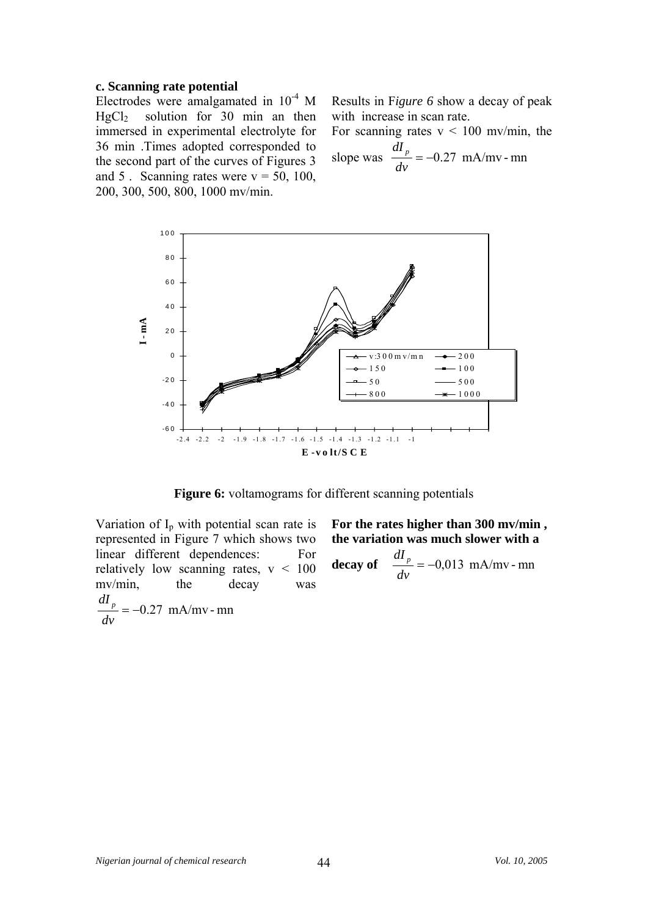### c. Scanning rate potential

Electrodes were amalgamated in $10^{-4}$ M $HgCl_2$ solution for 30 min an then immersed in experimental electrolyte for 36 min .Times adopted corresponded to the second part of the curves of Figures 3 and 5 . Scanning rates were v = 50, 100, 200, 300, 500, 800, 1000 mv/min.

Results in F*igure 6* show a decay of peak with increase in scan rate.

For scanning rates v < 100 mv/min, the slope was $\frac{dI_p}{dv} = -0.27$ mA/mv - mn

**Figure 6:** voltamograms for different scanning potentials

Variation of $I_p$ with potential scan rate is represented in Figure 7 which shows two linear different dependences: For relatively low scanning rates, v < 100 mv/min, the decay was $\frac{dI_p}{dv} = -0.27$ mA/mv - mn

**For the rates higher than 300 mv/min , the variation was much slower with a decay of** $\frac{dI_p}{dv} = -0,013$ mA/mv - mn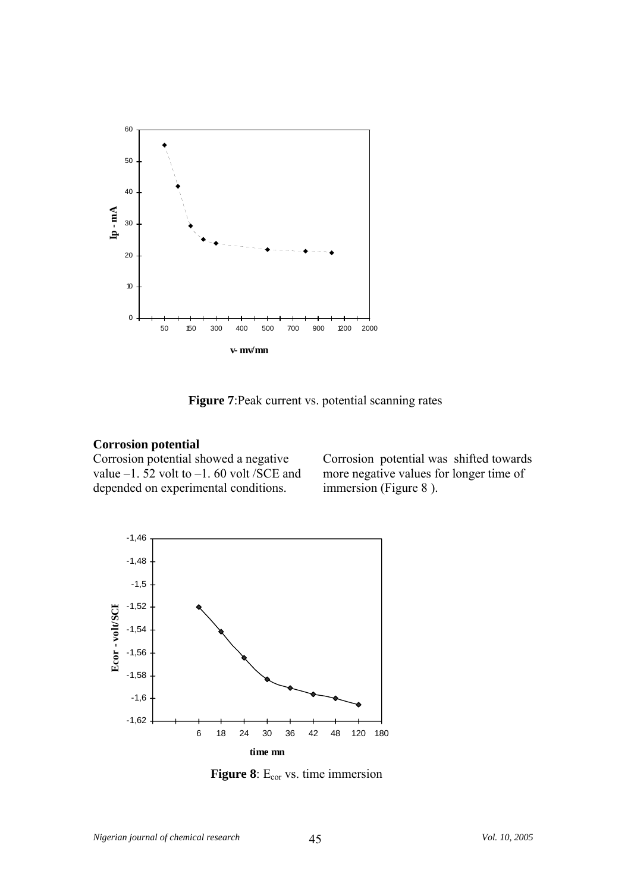**Figure 7**:Peak current vs. potential scanning rates

### Corrosion potential

Corrosion potential showed a negative value –1. 52 volt to –1. 60 volt /SCE and depended on experimental conditions.

Corrosion potential was shifted towards more negative values for longer time of immersion (Figure 8 ).

**Figure 8**: $E_{cor}$ vs. time immersion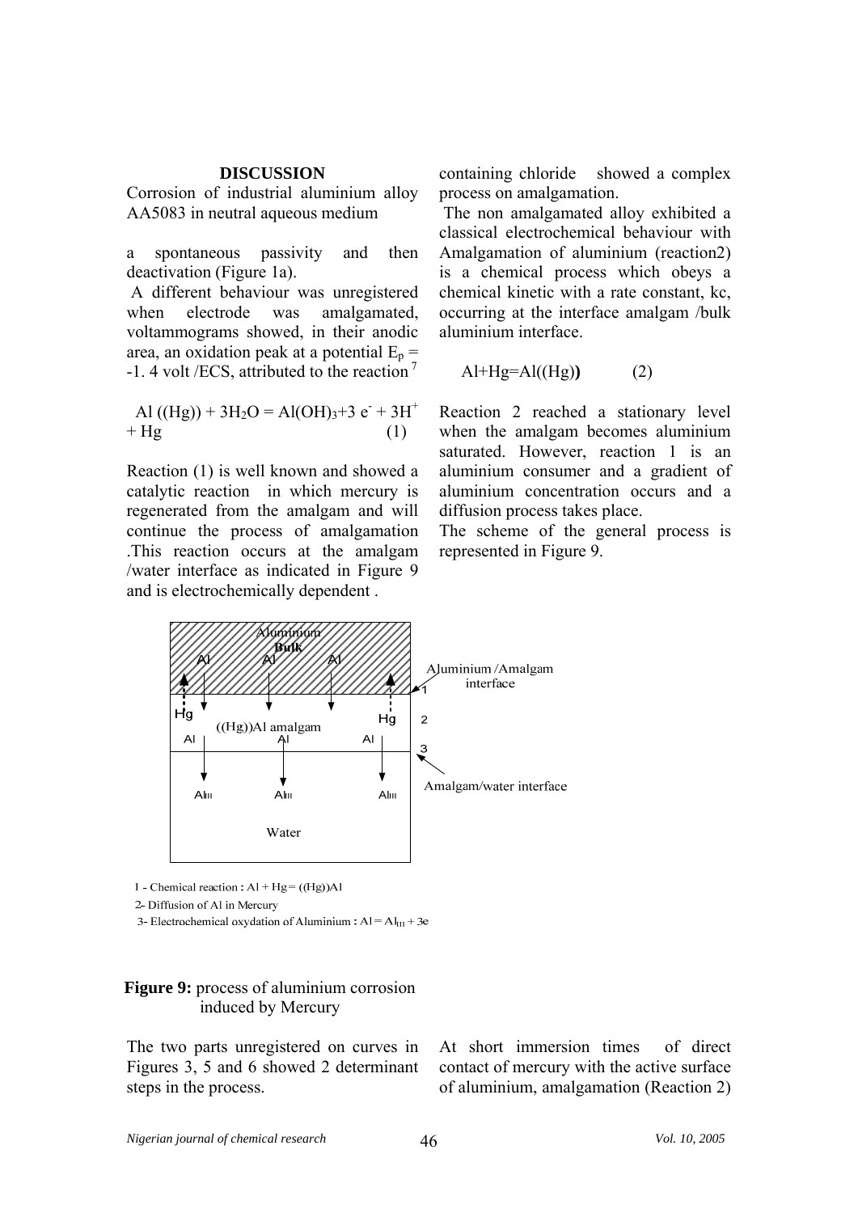## DISCUSSION

Corrosion of industrial aluminium alloy AA5083 in neutral aqueous medium

containing chloride showed a complex process on amalgamation.

The non amalgamated alloy exhibited a classical electrochemical behaviour with a spontaneous passivity and then deactivation (Figure 1a).

A different behaviour was unregistered when electrode was amalgamated, voltammograms showed, in their anodic area, an oxidation peak at a potential $E_p$ = -1. 4 volt /ECS, attributed to the reaction [7]

$$Al((Hg)) + 3H_2O = Al(OH)_3 + 3e^- + 3H^+ + Hg \quad (1)$$

Reaction (1) is well known and showed a catalytic reaction in which mercury is regenerated from the amalgam and will continue the process of amalgamation .This reaction occurs at the amalgam /water interface as indicated in Figure 9 and is electrochemically dependent .

Amalgamation of aluminium (reaction2) is a chemical process which obeys a chemical kinetic with a rate constant, kc, occurring at the interface amalgam /bulk aluminium interface.

$$Al + Hg = Al((Hg)) \quad (2)$$

Reaction 2 reached a stationary level when the amalgam becomes aluminium saturated. However, reaction 1 is an aluminium consumer and a gradient of aluminium concentration occurs and a diffusion process takes place.

The scheme of the general process is represented in Figure 9.

Aluminium Bulk

Al Al Al

Aluminium /Amalgam interface

Hg ((Hg))Al amalgam Hg

Al Al Al

Amalgam/water interface

$Al_{III}$ $Al_{III}$ $Al_{III}$

Water

1 - Chemical reaction : $Al + Hg = ((Hg))Al$

2- Diffusion of Al in Mercury

3- Electrochemical oxydation of Aluminium : $Al = Al_{III} + 3e$

**Figure 9:** process of aluminium corrosion induced by Mercury

The two parts unregistered on curves in Figures 3, 5 and 6 showed 2 determinant steps in the process.

At short immersion times of direct contact of mercury with the active surface of aluminium, amalgamation (Reaction 2)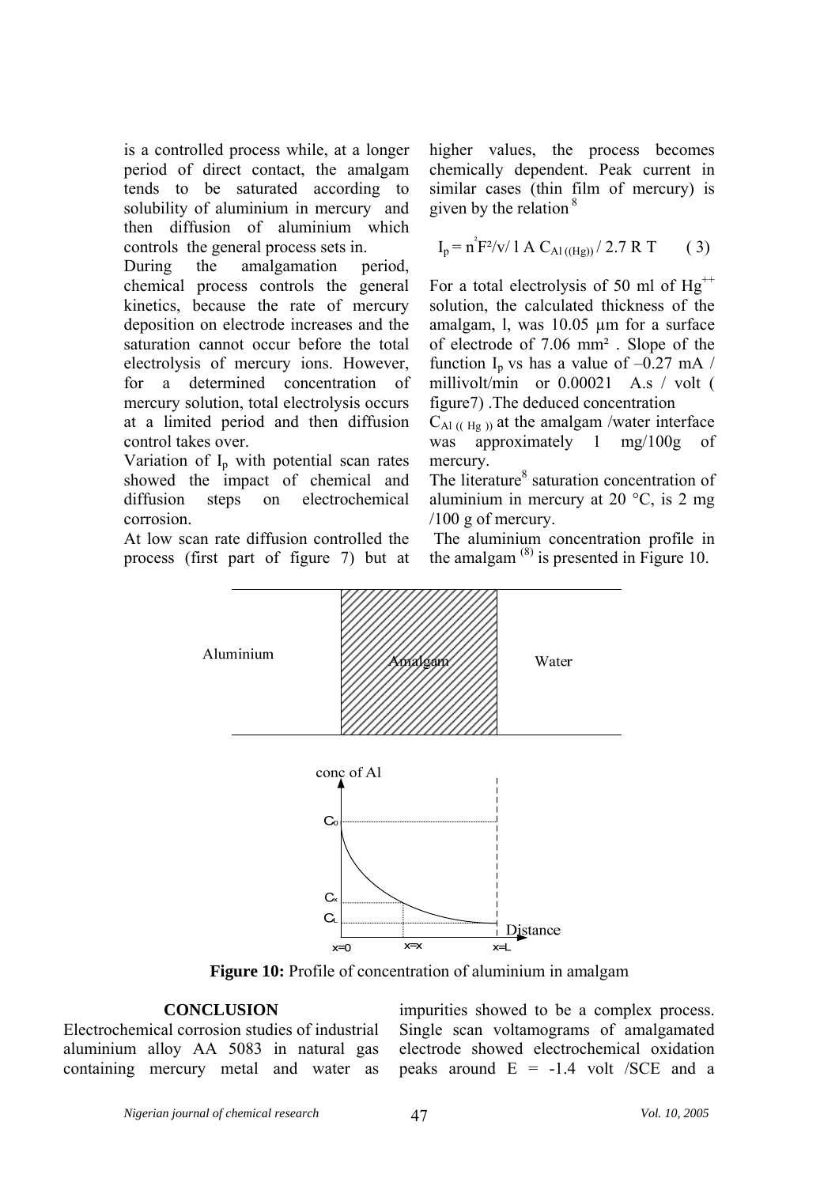is a controlled process while, at a longer period of direct contact, the amalgam tends to be saturated according to solubility of aluminium in mercury and then diffusion of aluminium which controls the general process sets in.

During the amalgamation period, chemical process controls the general kinetics, because the rate of mercury deposition on electrode increases and the saturation cannot occur before the total electrolysis of mercury ions. However, for a determined concentration of mercury solution, total electrolysis occurs at a limited period and then diffusion control takes over.

Variation of $I_p$ with potential scan rates showed the impact of chemical and diffusion steps on electrochemical corrosion.

At low scan rate diffusion controlled the process (first part of figure 7) but at higher values, the process becomes chemically dependent. Peak current in similar cases (thin film of mercury) is given by the relation [8]

$$I_p = n^2 F^2 / v / l \, A \, C_{Al\,((Hg))} / 2.7 \, R \, T \qquad (3)$$

For a total electrolysis of 50 ml of $Hg^{++}$ solution, the calculated thickness of the amalgam, l, was 10.05 µm for a surface of electrode of 7.06 mm². Slope of the function $I_p$ vs has a value of –0.27 mA / millivolt/min or 0.00021 A.s / volt ( figure7) .The deduced concentration $C_{Al\,((Hg))}$ at the amalgam /water interface was approximately 1 mg/100g of mercury.

The literature[8] saturation concentration of aluminium in mercury at 20 °C, is 2 mg /100 g of mercury.

The aluminium concentration profile in the amalgam [(8)] is presented in Figure 10.

**Figure 10:** Profile of concentration of aluminium in amalgam

## CONCLUSION

Electrochemical corrosion studies of industrial aluminium alloy AA 5083 in natural gas containing mercury metal and water as impurities showed to be a complex process. Single scan voltamograms of amalgamated electrode showed electrochemical oxidation peaks around E = -1.4 volt /SCE and a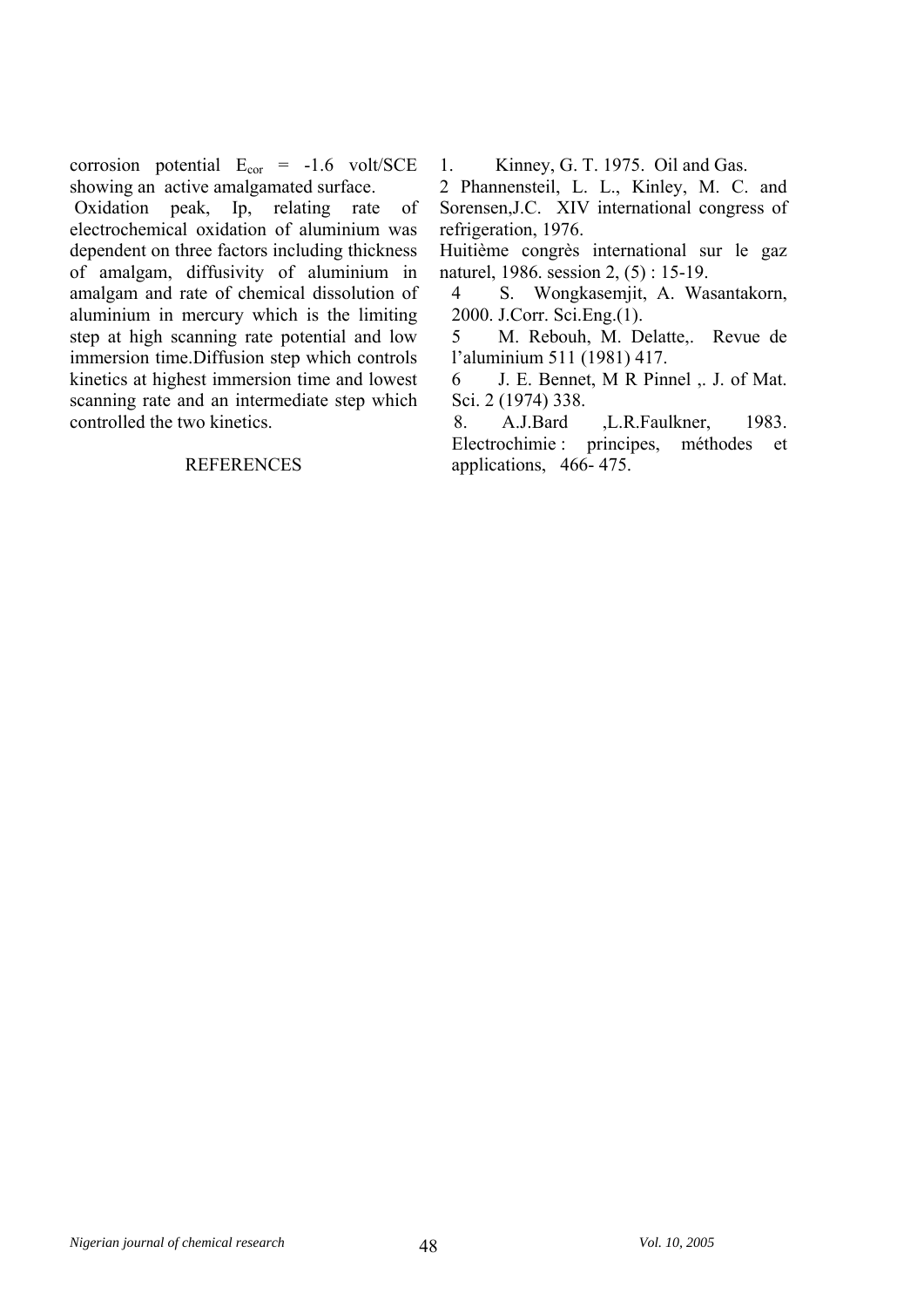corrosion potential $E_{cor}$ = -1.6 volt/SCE showing an active amalgamated surface.

Oxidation peak, Ip, relating rate of electrochemical oxidation of aluminium was dependent on three factors including thickness of amalgam, diffusivity of aluminium in amalgam and rate of chemical dissolution of aluminium in mercury which is the limiting step at high scanning rate potential and low immersion time.Diffusion step which controls kinetics at highest immersion time and lowest scanning rate and an intermediate step which controlled the two kinetics.

## REFERENCES

1. Kinney, G. T. 1975. Oil and Gas.

2 Phannensteil, L. L., Kinley, M. C. and Sorensen,J.C. XIV international congress of refrigeration, 1976.

Huitième congrès international sur le gaz naturel, 1986. session 2, (5) : 15-19.

4 S. Wongkasemjit, A. Wasantakorn, 2000. J.Corr. Sci.Eng.(1).

5 M. Rebouh, M. Delatte,. Revue de l'aluminium 511 (1981) 417.

6 J. E. Bennet, M R Pinnel ,. J. of Mat. Sci. 2 (1974) 338.

8. A.J.Bard ,L.R.Faulkner, 1983. Electrochimie : principes, méthodes et applications, 466- 475.